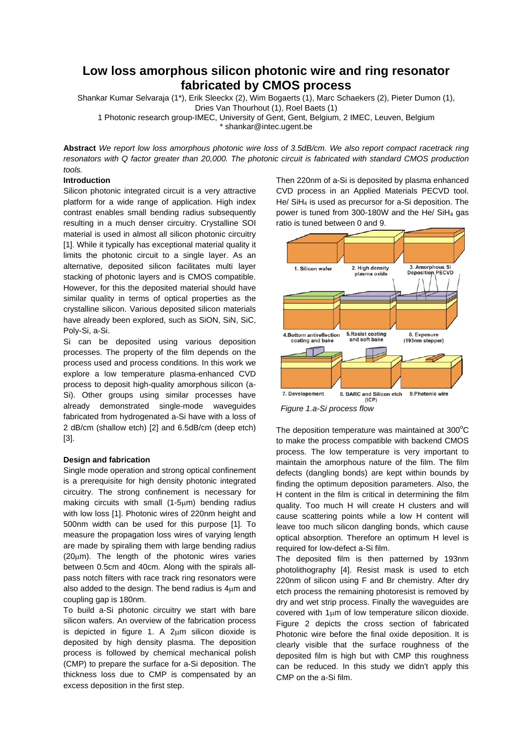# Low loss amorphous silicon photonic wire and ring resonator fabricated by CMOS process

Shankar Kumar Selvaraja (1*), Erik Sleeckx (2), Wim Bogaerts (1), Marc Schaekers (2), Pieter Dumon (1), Dries Van Thourhout (1), Roel Baets (1)

1 Photonic research group-IMEC, University of Gent, Gent, Belgium, 2 IMEC, Leuven, Belgium

\* shankar@intec.ugent.be

**Abstract** *We report low loss amorphous photonic wire loss of 3.5dB/cm. We also report compact racetrack ring resonators with Q factor greater than 20,000. The photonic circuit is fabricated with standard CMOS production tools.*

## Introduction

Silicon photonic integrated circuit is a very attractive platform for a wide range of application. High index contrast enables small bending radius subsequently resulting in a much denser circuitry. Crystalline SOI material is used in almost all silicon photonic circuitry [1]. While it typically has exceptional material quality it limits the photonic circuit to a single layer. As an alternative, deposited silicon facilitates multi layer stacking of photonic layers and is CMOS compatible. However, for this the deposited material should have similar quality in terms of optical properties as the crystalline silicon. Various deposited silicon materials have already been explored, such as SiON, SiN, SiC, Poly-Si, a-Si.

Si can be deposited using various deposition processes. The property of the film depends on the process used and process conditions. In this work we explore a low temperature plasma-enhanced CVD process to deposit high-quality amorphous silicon (a-Si). Other groups using similar processes have already demonstrated single-mode waveguides fabricated from hydrogenated a-Si have with a loss of 2 dB/cm (shallow etch) [2] and 6.5dB/cm (deep etch) [3].

## Design and fabrication

Single mode operation and strong optical confinement is a prerequisite for high density photonic integrated circuitry. The strong confinement is necessary for making circuits with small (1-5μm) bending radius with low loss [1]. Photonic wires of 220nm height and 500nm width can be used for this purpose [1]. To measure the propagation loss wires of varying length are made by spiraling them with large bending radius (20μm). The length of the photonic wires varies between 0.5cm and 40cm. Along with the spirals all-pass notch filters with race track ring resonators were also added to the design. The bend radius is 4μm and coupling gap is 180nm.

To build a-Si photonic circuitry we start with bare silicon wafers. An overview of the fabrication process is depicted in figure 1. A 2μm silicon dioxide is deposited by high density plasma. The deposition process is followed by chemical mechanical polish (CMP) to prepare the surface for a-Si deposition. The thickness loss due to CMP is compensated by an excess deposition in the first step.

Then 220nm of a-Si is deposited by plasma enhanced CVD process in an Applied Materials PECVD tool. He/ $SiH_4$ is used as precursor for a-Si deposition. The power is tuned from 300-180W and the He/ $SiH_4$ gas ratio is tuned between 0 and 9.

1. Silicon wafer
2. High density plasma oxide
3. Amorphous Si Deposition PECVD
4. Bottom antireflection coating and bake
5. Resist coating and soft bake
6. Exposure (193nm stepper)
7. Developement
8. BARC and Silicon etch (ICP)
9. Photonic wire

*Figure 1.a-Si process flow*

The deposition temperature was maintained at 300°C to make the process compatible with backend CMOS process. The low temperature is very important to maintain the amorphous nature of the film. The film defects (dangling bonds) are kept within bounds by finding the optimum deposition parameters. Also, the H content in the film is critical in determining the film quality. Too much H will create H clusters and will cause scattering points while a low H content will leave too much silicon dangling bonds, which cause optical absorption. Therefore an optimum H level is required for low-defect a-Si film.

The deposited film is then patterned by 193nm photolithography [4]. Resist mask is used to etch 220nm of silicon using F and Br chemistry. After dry etch process the remaining photoresist is removed by dry and wet strip process. Finally the waveguides are covered with 1μm of low temperature silicon dioxide. Figure 2 depicts the cross section of fabricated Photonic wire before the final oxide deposition. It is clearly visible that the surface roughness of the deposited film is high but with CMP this roughness can be reduced. In this study we didn't apply this CMP on the a-Si film.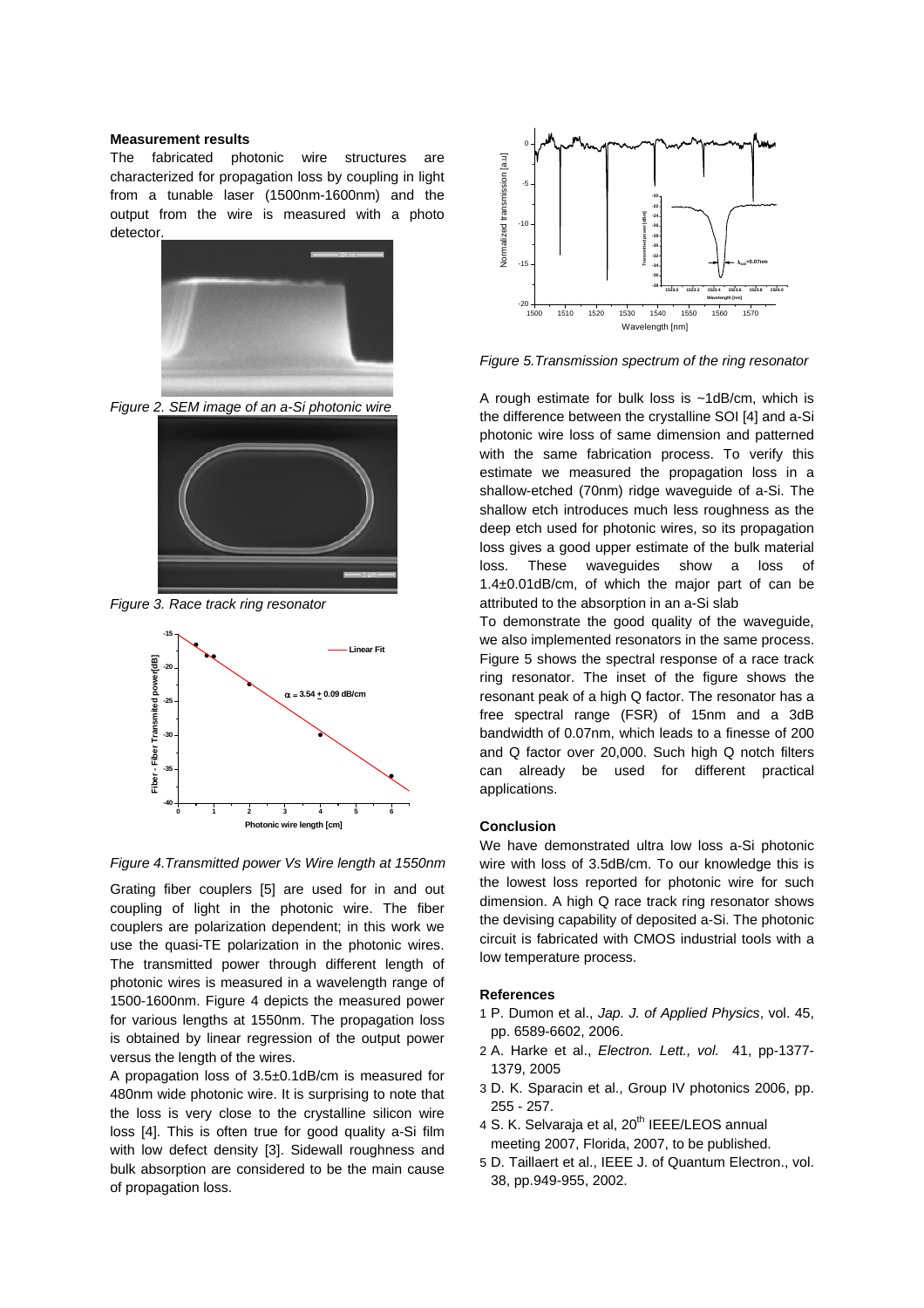### Measurement results

The fabricated photonic wire structures are characterized for propagation loss by coupling in light from a tunable laser (1500nm-1600nm) and the output from the wire is measured with a photo detector.

*Figure 2. SEM image of an a-Si photonic wire*

*Figure 3. Race track ring resonator*

Linear Fit

$\alpha$ = 3.54 ± 0.09 dB/cm

Fiber - Fiber Transmited power[dB]

Photonic wire length [cm]

*Figure 4.Transmitted power Vs Wire length at 1550nm*

Grating fiber couplers [5] are used for in and out coupling of light in the photonic wire. The fiber couplers are polarization dependent; in this work we use the quasi-TE polarization in the photonic wires. The transmitted power through different length of photonic wires is measured in a wavelength range of 1500-1600nm. Figure 4 depicts the measured power for various lengths at 1550nm. The propagation loss is obtained by linear regression of the output power versus the length of the wires.

A propagation loss of 3.5±0.1dB/cm is measured for 480nm wide photonic wire. It is surprising to note that the loss is very close to the crystalline silicon wire loss [4]. This is often true for good quality a-Si film with low defect density [3]. Sidewall roughness and bulk absorption are considered to be the main cause of propagation loss.

Normalized transmission [a.u]

Wavelength [nm]

$\lambda_{3dB}$=0.07nm

*Figure 5.Transmission spectrum of the ring resonator*

A rough estimate for bulk loss is ~1dB/cm, which is the difference between the crystalline SOI [4] and a-Si photonic wire loss of same dimension and patterned with the same fabrication process. To verify this estimate we measured the propagation loss in a shallow-etched (70nm) ridge waveguide of a-Si. The shallow etch introduces much less roughness as the deep etch used for photonic wires, so its propagation loss gives a good upper estimate of the bulk material loss. These waveguides show a loss of 1.4±0.01dB/cm, of which the major part of can be attributed to the absorption in an a-Si slab

To demonstrate the good quality of the waveguide, we also implemented resonators in the same process. Figure 5 shows the spectral response of a race track ring resonator. The inset of the figure shows the resonant peak of a high Q factor. The resonator has a free spectral range (FSR) of 15nm and a 3dB bandwidth of 0.07nm, which leads to a finesse of 200 and Q factor over 20,000. Such high Q notch filters can already be used for different practical applications.

### Conclusion

We have demonstrated ultra low loss a-Si photonic wire with loss of 3.5dB/cm. To our knowledge this is the lowest loss reported for photonic wire for such dimension. A high Q race track ring resonator shows the devising capability of deposited a-Si. The photonic circuit is fabricated with CMOS industrial tools with a low temperature process.

### References

1. P. Dumon et al., *Jap. J. of Applied Physics*, vol. 45, pp. 6589-6602, 2006.
2. A. Harke et al., *Electron. Lett., vol.* 41, pp-1377-1379, 2005
3. D. K. Sparacin et al., Group IV photonics 2006, pp. 255 - 257.
4. S. K. Selvaraja et al, 20th IEEE/LEOS annual meeting 2007, Florida, 2007, to be published.
5. D. Taillaert et al., IEEE J. of Quantum Electron., vol. 38, pp.949-955, 2002.